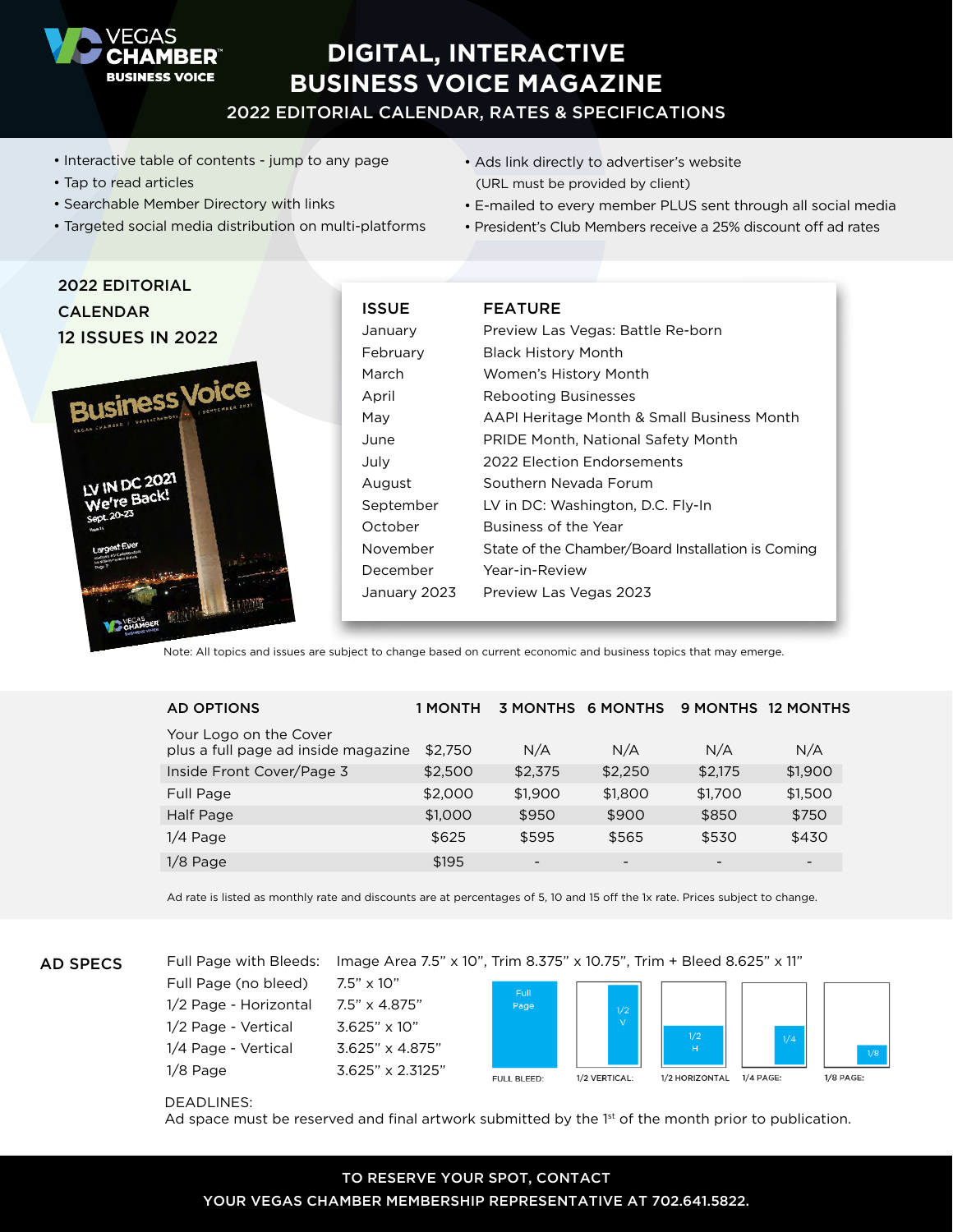VEGAS CHAMBER™ BUSINESS VOICE

# DIGITAL, INTERACTIVE BUSINESS VOICE MAGAZINE

## 2022 EDITORIAL CALENDAR, RATES & SPECIFICATIONS

- Interactive table of contents - jump to any page
- Tap to read articles
- Searchable Member Directory with links
- Targeted social media distribution on multi-platforms
- Ads link directly to advertiser's website (URL must be provided by client)
- E-mailed to every member PLUS sent through all social media
- President's Club Members receive a 25% discount off ad rates

## 2022 EDITORIAL CALENDAR 12 ISSUES IN 2022

| ISSUE | FEATURE |
|---|---|
| January | Preview Las Vegas: Battle Re-born |
| February | Black History Month |
| March | Women's History Month |
| April | Rebooting Businesses |
| May | AAPI Heritage Month & Small Business Month |
| June | PRIDE Month, National Safety Month |
| July | 2022 Election Endorsements |
| August | Southern Nevada Forum |
| September | LV in DC: Washington, D.C. Fly-In |
| October | Business of the Year |
| November | State of the Chamber/Board Installation is Coming |
| December | Year-in-Review |
| January 2023 | Preview Las Vegas 2023 |

Note: All topics and issues are subject to change based on current economic and business topics that may emerge.

| AD OPTIONS | 1 MONTH | 3 MONTHS | 6 MONTHS | 9 MONTHS | 12 MONTHS |
|---|---|---|---|---|---|
| Your Logo on the Cover plus a full page ad inside magazine | $2,750 | N/A | N/A | N/A | N/A |
| Inside Front Cover/Page 3 | $2,500 | $2,375 | $2,250 | $2,175 | $1,900 |
| Full Page | $2,000 | $1,900 | $1,800 | $1,700 | $1,500 |
| Half Page | $1,000 | $950 | $900 | $850 | $750 |
| 1/4 Page | $625 | $595 | $565 | $530 | $430 |
| 1/8 Page | $195 | - | - | - | - |

Ad rate is listed as monthly rate and discounts are at percentages of 5, 10 and 15 off the 1x rate. Prices subject to change.

## AD SPECS

| | |
|---|---|
| Full Page with Bleeds: | Image Area 7.5" x 10", Trim 8.375" x 10.75", Trim + Bleed 8.625" x 11" |
| Full Page (no bleed) | 7.5" x 10" |
| 1/2 Page - Horizontal | 7.5" x 4.875" |
| 1/2 Page - Vertical | 3.625" x 10" |
| 1/4 Page - Vertical | 3.625" x 4.875" |
| 1/8 Page | 3.625" x 2.3125" |

FULL BLEED: | 1/2 VERTICAL: | 1/2 HORIZONTAL | 1/4 PAGE: | 1/8 PAGE:

DEADLINES:
Ad space must be reserved and final artwork submitted by the 1st of the month prior to publication.

TO RESERVE YOUR SPOT, CONTACT YOUR VEGAS CHAMBER MEMBERSHIP REPRESENTATIVE AT 702.641.5822.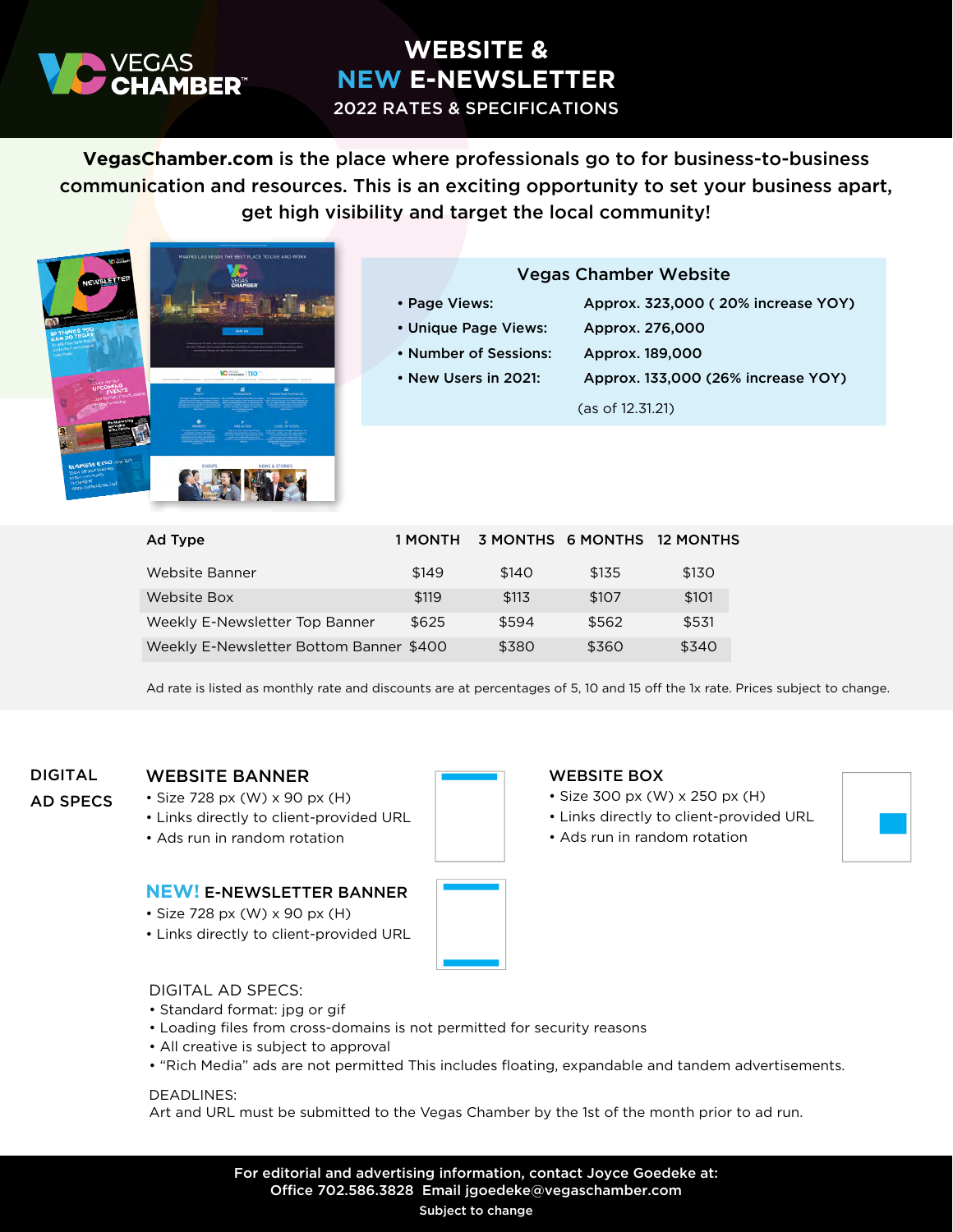# WEBSITE & NEW E-NEWSLETTER

## 2022 RATES & SPECIFICATIONS

**VegasChamber.com is the place where professionals go to for business-to-business communication and resources. This is an exciting opportunity to set your business apart, get high visibility and target the local community!**

### Vegas Chamber Website

- Page Views: Approx. 323,000 ( 20% increase YOY)
- Unique Page Views: Approx. 276,000
- Number of Sessions: Approx. 189,000
- New Users in 2021: Approx. 133,000 (26% increase YOY)

(as of 12.31.21)

| Ad Type | 1 MONTH | 3 MONTHS | 6 MONTHS | 12 MONTHS |
|---|---|---|---|---|
| Website Banner | $149 | $140 | $135 | $130 |
| Website Box | $119 | $113 | $107 | $101 |
| Weekly E-Newsletter Top Banner | $625 | $594 | $562 | $531 |
| Weekly E-Newsletter Bottom Banner | $400 | $380 | $360 | $340 |

Ad rate is listed as monthly rate and discounts are at percentages of 5, 10 and 15 off the 1x rate. Prices subject to change.

## DIGITAL AD SPECS

### WEBSITE BANNER
- Size 728 px (W) x 90 px (H)
- Links directly to client-provided URL
- Ads run in random rotation

### WEBSITE BOX
- Size 300 px (W) x 250 px (H)
- Links directly to client-provided URL
- Ads run in random rotation

### NEW! E-NEWSLETTER BANNER
- Size 728 px (W) x 90 px (H)
- Links directly to client-provided URL

DIGITAL AD SPECS:
- Standard format: jpg or gif
- Loading files from cross-domains is not permitted for security reasons
- All creative is subject to approval
- "Rich Media" ads are not permitted This includes floating, expandable and tandem advertisements.

DEADLINES:
Art and URL must be submitted to the Vegas Chamber by the 1st of the month prior to ad run.

**For editorial and advertising information, contact Joyce Goedeke at:**
**Office 702.586.3828 Email jgoedeke@vegaschamber.com**
**Subject to change**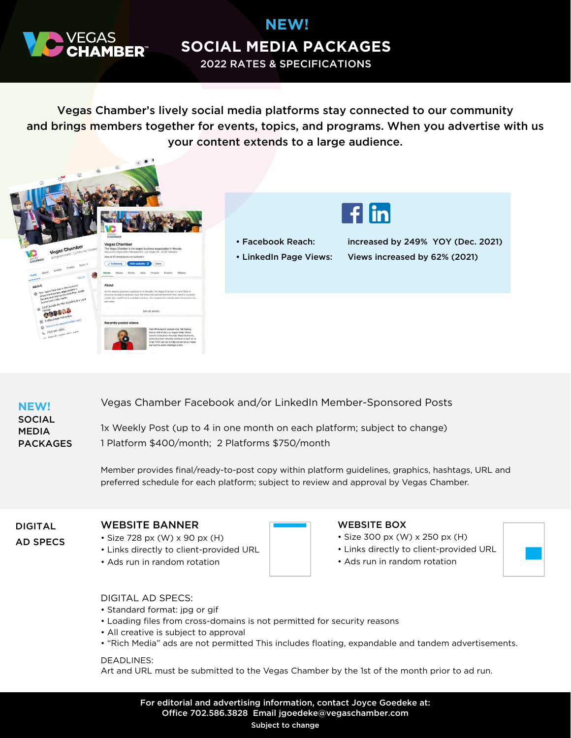VEGAS CHAMBER

# NEW!

# SOCIAL MEDIA PACKAGES

## 2022 RATES & SPECIFICATIONS

Vegas Chamber's lively social media platforms stay connected to our community and brings members together for events, topics, and programs. When you advertise with us your content extends to a large audience.

- Facebook Reach: increased by 249% YOY (Dec. 2021)
- LinkedIn Page Views: Views increased by 62% (2021)

## NEW! SOCIAL MEDIA PACKAGES

Vegas Chamber Facebook and/or LinkedIn Member-Sponsored Posts

1x Weekly Post (up to 4 in one month on each platform; subject to change)
1 Platform $400/month; 2 Platforms $750/month

Member provides final/ready-to-post copy within platform guidelines, graphics, hashtags, URL and preferred schedule for each platform; subject to review and approval by Vegas Chamber.

## DIGITAL AD SPECS

### WEBSITE BANNER

- Size 728 px (W) x 90 px (H)
- Links directly to client-provided URL
- Ads run in random rotation

### WEBSITE BOX

- Size 300 px (W) x 250 px (H)
- Links directly to client-provided URL
- Ads run in random rotation

DIGITAL AD SPECS:

- Standard format: jpg or gif
- Loading files from cross-domains is not permitted for security reasons
- All creative is subject to approval
- "Rich Media" ads are not permitted This includes floating, expandable and tandem advertisements.

DEADLINES:
Art and URL must be submitted to the Vegas Chamber by the 1st of the month prior to ad run.

**For editorial and advertising information, contact Joyce Goedeke at:**
**Office 702.586.3828 Email jgoedeke@vegaschamber.com**
**Subject to change**